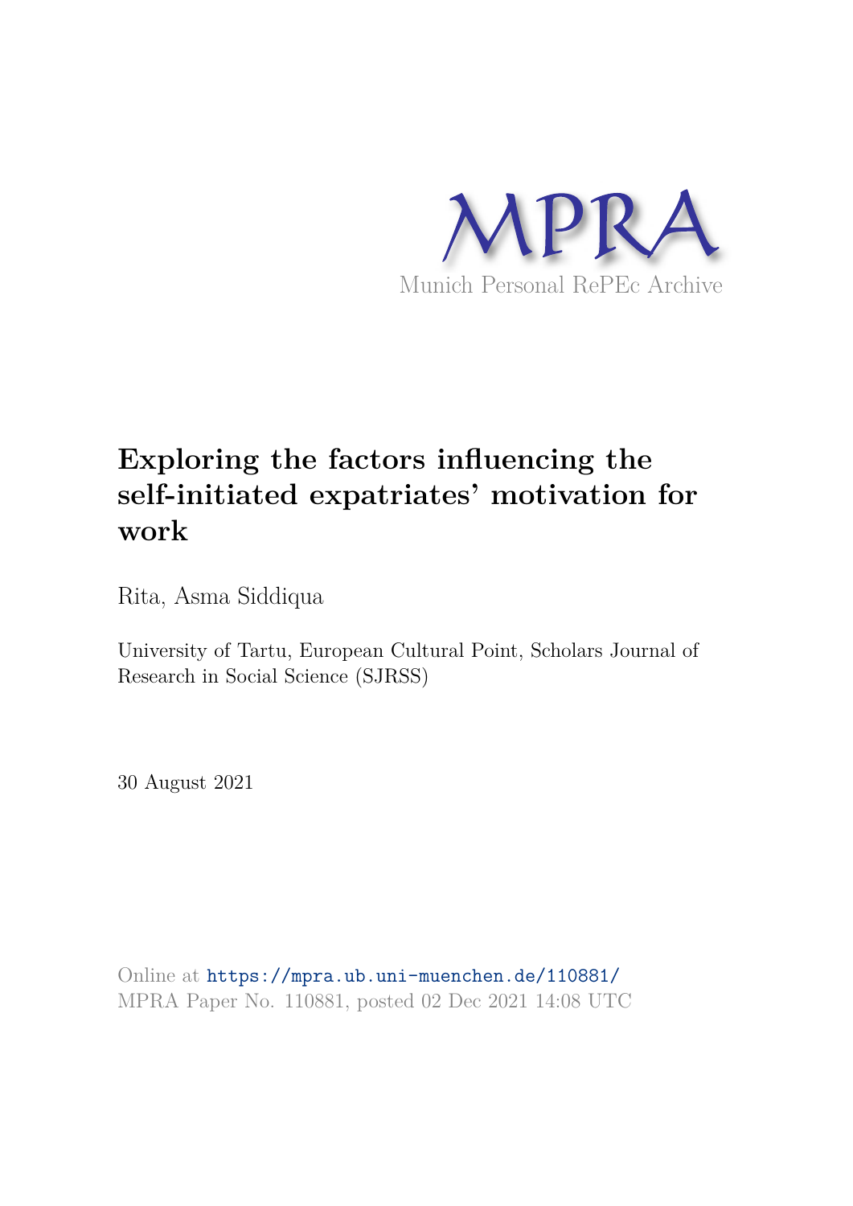MPRA

Munich Personal RePEc Archive

# Exploring the factors influencing the self-initiated expatriates' motivation for work

Rita, Asma Siddiqua

University of Tartu, European Cultural Point, Scholars Journal of Research in Social Science (SJRSS)

30 August 2021

Online at https://mpra.ub.uni-muenchen.de/110881/
MPRA Paper No. 110881, posted 02 Dec 2021 14:08 UTC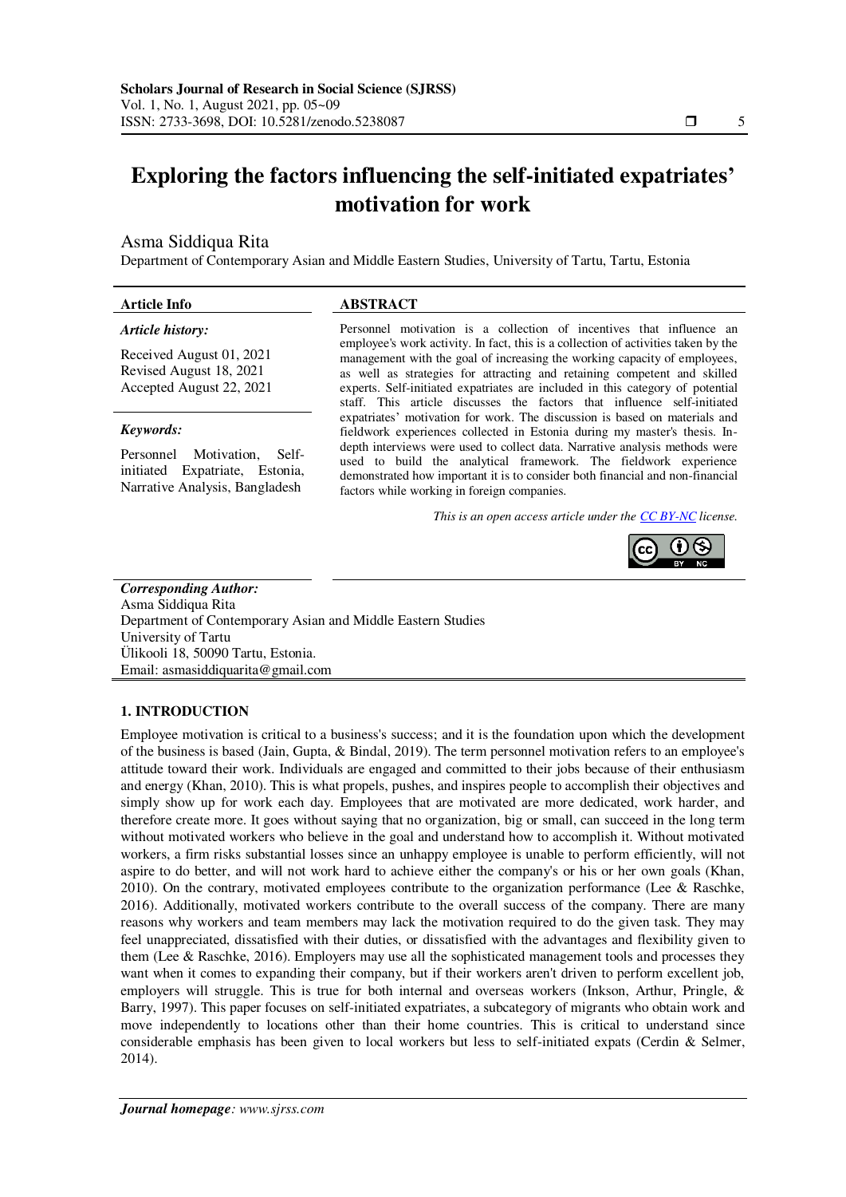# Exploring the factors influencing the self-initiated expatriates' motivation for work

Asma Siddiqua Rita

Department of Contemporary Asian and Middle Eastern Studies, University of Tartu, Tartu, Estonia

**Article Info**

***Article history:***

Received August 01, 2021
Revised August 18, 2021
Accepted August 22, 2021

***Keywords:***

Personnel Motivation, Self-initiated Expatriate, Estonia, Narrative Analysis, Bangladesh

**ABSTRACT**

Personnel motivation is a collection of incentives that influence an employee's work activity. In fact, this is a collection of activities taken by the management with the goal of increasing the working capacity of employees, as well as strategies for attracting and retaining competent and skilled experts. Self-initiated expatriates are included in this category of potential staff. This article discusses the factors that influence self-initiated expatriates' motivation for work. The discussion is based on materials and fieldwork experiences collected in Estonia during my master's thesis. In-depth interviews were used to collect data. Narrative analysis methods were used to build the analytical framework. The fieldwork experience demonstrated how important it is to consider both financial and non-financial factors while working in foreign companies.

*This is an open access article under the CC BY-NC license.*

***Corresponding Author:***

Asma Siddiqua Rita
Department of Contemporary Asian and Middle Eastern Studies
University of Tartu
Ülikooli 18, 50090 Tartu, Estonia.
Email: asmasiddiquarita@gmail.com

## 1. INTRODUCTION

Employee motivation is critical to a business's success; and it is the foundation upon which the development of the business is based (Jain, Gupta, & Bindal, 2019). The term personnel motivation refers to an employee's attitude toward their work. Individuals are engaged and committed to their jobs because of their enthusiasm and energy (Khan, 2010). This is what propels, pushes, and inspires people to accomplish their objectives and simply show up for work each day. Employees that are motivated are more dedicated, work harder, and therefore create more. It goes without saying that no organization, big or small, can succeed in the long term without motivated workers who believe in the goal and understand how to accomplish it. Without motivated workers, a firm risks substantial losses since an unhappy employee is unable to perform efficiently, will not aspire to do better, and will not work hard to achieve either the company's or his or her own goals (Khan, 2010). On the contrary, motivated employees contribute to the organization performance (Lee & Raschke, 2016). Additionally, motivated workers contribute to the overall success of the company. There are many reasons why workers and team members may lack the motivation required to do the given task. They may feel unappreciated, dissatisfied with their duties, or dissatisfied with the advantages and flexibility given to them (Lee & Raschke, 2016). Employers may use all the sophisticated management tools and processes they want when it comes to expanding their company, but if their workers aren't driven to perform excellent job, employers will struggle. This is true for both internal and overseas workers (Inkson, Arthur, Pringle, & Barry, 1997). This paper focuses on self-initiated expatriates, a subcategory of migrants who obtain work and move independently to locations other than their home countries. This is critical to understand since considerable emphasis has been given to local workers but less to self-initiated expats (Cerdin & Selmer, 2014).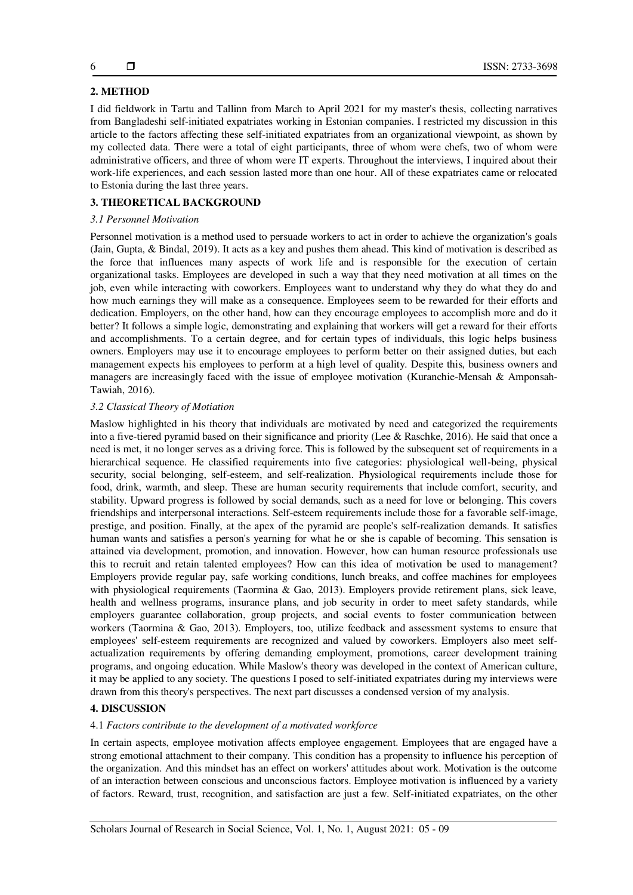## 2. METHOD

I did fieldwork in Tartu and Tallinn from March to April 2021 for my master's thesis, collecting narratives from Bangladeshi self-initiated expatriates working in Estonian companies. I restricted my discussion in this article to the factors affecting these self-initiated expatriates from an organizational viewpoint, as shown by my collected data. There were a total of eight participants, three of whom were chefs, two of whom were administrative officers, and three of whom were IT experts. Throughout the interviews, I inquired about their work-life experiences, and each session lasted more than one hour. All of these expatriates came or relocated to Estonia during the last three years.

## 3. THEORETICAL BACKGROUND

### *3.1 Personnel Motivation*

Personnel motivation is a method used to persuade workers to act in order to achieve the organization's goals (Jain, Gupta, & Bindal, 2019). It acts as a key and pushes them ahead. This kind of motivation is described as the force that influences many aspects of work life and is responsible for the execution of certain organizational tasks. Employees are developed in such a way that they need motivation at all times on the job, even while interacting with coworkers. Employees want to understand why they do what they do and how much earnings they will make as a consequence. Employees seem to be rewarded for their efforts and dedication. Employers, on the other hand, how can they encourage employees to accomplish more and do it better? It follows a simple logic, demonstrating and explaining that workers will get a reward for their efforts and accomplishments. To a certain degree, and for certain types of individuals, this logic helps business owners. Employers may use it to encourage employees to perform better on their assigned duties, but each management expects his employees to perform at a high level of quality. Despite this, business owners and managers are increasingly faced with the issue of employee motivation (Kuranchie-Mensah & Amponsah-Tawiah, 2016).

### *3.2 Classical Theory of Motiation*

Maslow highlighted in his theory that individuals are motivated by need and categorized the requirements into a five-tiered pyramid based on their significance and priority (Lee & Raschke, 2016). He said that once a need is met, it no longer serves as a driving force. This is followed by the subsequent set of requirements in a hierarchical sequence. He classified requirements into five categories: physiological well-being, physical security, social belonging, self-esteem, and self-realization. Physiological requirements include those for food, drink, warmth, and sleep. These are human security requirements that include comfort, security, and stability. Upward progress is followed by social demands, such as a need for love or belonging. This covers friendships and interpersonal interactions. Self-esteem requirements include those for a favorable self-image, prestige, and position. Finally, at the apex of the pyramid are people's self-realization demands. It satisfies human wants and satisfies a person's yearning for what he or she is capable of becoming. This sensation is attained via development, promotion, and innovation. However, how can human resource professionals use this to recruit and retain talented employees? How can this idea of motivation be used to management? Employers provide regular pay, safe working conditions, lunch breaks, and coffee machines for employees with physiological requirements (Taormina & Gao, 2013). Employers provide retirement plans, sick leave, health and wellness programs, insurance plans, and job security in order to meet safety standards, while employers guarantee collaboration, group projects, and social events to foster communication between workers (Taormina & Gao, 2013). Employers, too, utilize feedback and assessment systems to ensure that employees' self-esteem requirements are recognized and valued by coworkers. Employers also meet self-actualization requirements by offering demanding employment, promotions, career development training programs, and ongoing education. While Maslow's theory was developed in the context of American culture, it may be applied to any society. The questions I posed to self-initiated expatriates during my interviews were drawn from this theory's perspectives. The next part discusses a condensed version of my analysis.

## 4. DISCUSSION

### 4.1 *Factors contribute to the development of a motivated workforce*

In certain aspects, employee motivation affects employee engagement. Employees that are engaged have a strong emotional attachment to their company. This condition has a propensity to influence his perception of the organization. And this mindset has an effect on workers' attitudes about work. Motivation is the outcome of an interaction between conscious and unconscious factors. Employee motivation is influenced by a variety of factors. Reward, trust, recognition, and satisfaction are just a few. Self-initiated expatriates, on the other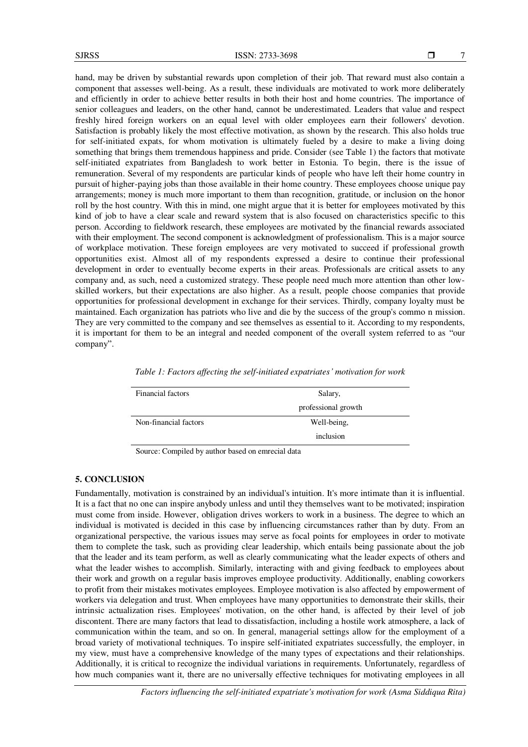hand, may be driven by substantial rewards upon completion of their job. That reward must also contain a component that assesses well-being. As a result, these individuals are motivated to work more deliberately and efficiently in order to achieve better results in both their host and home countries. The importance of senior colleagues and leaders, on the other hand, cannot be underestimated. Leaders that value and respect freshly hired foreign workers on an equal level with older employees earn their followers' devotion. Satisfaction is probably likely the most effective motivation, as shown by the research. This also holds true for self-initiated expats, for whom motivation is ultimately fueled by a desire to make a living doing something that brings them tremendous happiness and pride. Consider (see Table 1) the factors that motivate self-initiated expatriates from Bangladesh to work better in Estonia. To begin, there is the issue of remuneration. Several of my respondents are particular kinds of people who have left their home country in pursuit of higher-paying jobs than those available in their home country. These employees choose unique pay arrangements; money is much more important to them than recognition, gratitude, or inclusion on the honor roll by the host country. With this in mind, one might argue that it is better for employees motivated by this kind of job to have a clear scale and reward system that is also focused on characteristics specific to this person. According to fieldwork research, these employees are motivated by the financial rewards associated with their employment. The second component is acknowledgment of professionalism. This is a major source of workplace motivation. These foreign employees are very motivated to succeed if professional growth opportunities exist. Almost all of my respondents expressed a desire to continue their professional development in order to eventually become experts in their areas. Professionals are critical assets to any company and, as such, need a customized strategy. These people need much more attention than other low-skilled workers, but their expectations are also higher. As a result, people choose companies that provide opportunities for professional development in exchange for their services. Thirdly, company loyalty must be maintained. Each organization has patriots who live and die by the success of the group's commo n mission. They are very committed to the company and see themselves as essential to it. According to my respondents, it is important for them to be an integral and needed component of the overall system referred to as "our company".

*Table 1: Factors affecting the self-initiated expatriates' motivation for work*

| | |
|---|---|
| Financial factors | Salary, professional growth |
| Non-financial factors | Well-being, inclusion |

Source: Compiled by author based on emrecial data

## 5. CONCLUSION

Fundamentally, motivation is constrained by an individual's intuition. It's more intimate than it is influential. It is a fact that no one can inspire anybody unless and until they themselves want to be motivated; inspiration must come from inside. However, obligation drives workers to work in a business. The degree to which an individual is motivated is decided in this case by influencing circumstances rather than by duty. From an organizational perspective, the various issues may serve as focal points for employees in order to motivate them to complete the task, such as providing clear leadership, which entails being passionate about the job that the leader and its team perform, as well as clearly communicating what the leader expects of others and what the leader wishes to accomplish. Similarly, interacting with and giving feedback to employees about their work and growth on a regular basis improves employee productivity. Additionally, enabling coworkers to profit from their mistakes motivates employees. Employee motivation is also affected by empowerment of workers via delegation and trust. When employees have many opportunities to demonstrate their skills, their intrinsic actualization rises. Employees' motivation, on the other hand, is affected by their level of job discontent. There are many factors that lead to dissatisfaction, including a hostile work atmosphere, a lack of communication within the team, and so on. In general, managerial settings allow for the employment of a broad variety of motivational techniques. To inspire self-initiated expatriates successfully, the employer, in my view, must have a comprehensive knowledge of the many types of expectations and their relationships. Additionally, it is critical to recognize the individual variations in requirements. Unfortunately, regardless of how much companies want it, there are no universally effective techniques for motivating employees in all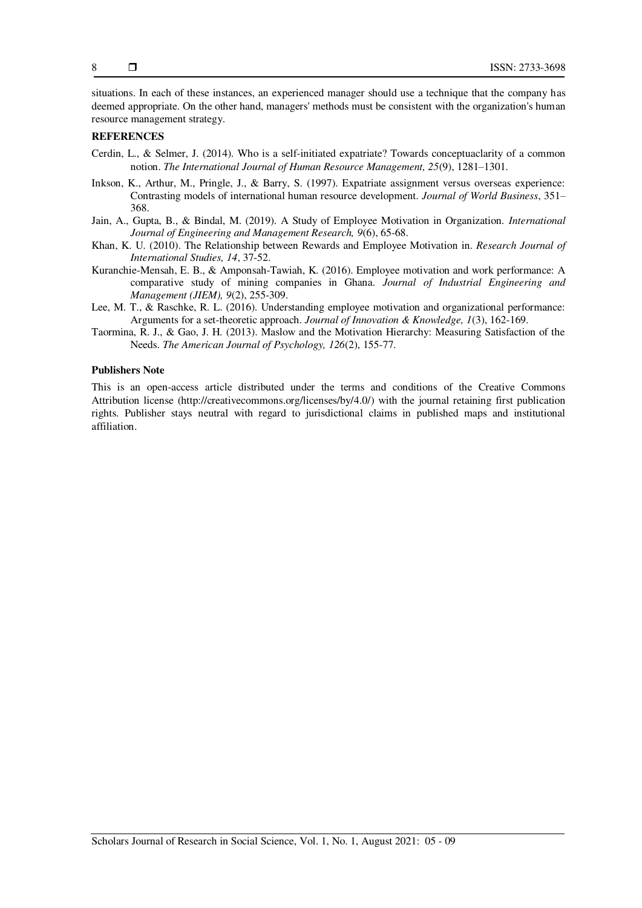situations. In each of these instances, an experienced manager should use a technique that the company has deemed appropriate. On the other hand, managers' methods must be consistent with the organization's human resource management strategy.

**REFERENCES**

Cerdin, L., & Selmer, J. (2014). Who is a self-initiated expatriate? Towards conceptuaclarity of a common notion. *The International Journal of Human Resource Management, 25*(9), 1281–1301.

Inkson, K., Arthur, M., Pringle, J., & Barry, S. (1997). Expatriate assignment versus overseas experience: Contrasting models of international human resource development. *Journal of World Business*, 351–368.

Jain, A., Gupta, B., & Bindal, M. (2019). A Study of Employee Motivation in Organization. *International Journal of Engineering and Management Research, 9*(6), 65-68.

Khan, K. U. (2010). The Relationship between Rewards and Employee Motivation in. *Research Journal of International Studies, 14*, 37-52.

Kuranchie-Mensah, E. B., & Amponsah-Tawiah, K. (2016). Employee motivation and work performance: A comparative study of mining companies in Ghana. *Journal of Industrial Engineering and Management (JIEM), 9*(2), 255-309.

Lee, M. T., & Raschke, R. L. (2016). Understanding employee motivation and organizational performance: Arguments for a set-theoretic approach. *Journal of Innovation & Knowledge, 1*(3), 162-169.

Taormina, R. J., & Gao, J. H. (2013). Maslow and the Motivation Hierarchy: Measuring Satisfaction of the Needs. *The American Journal of Psychology, 126*(2), 155-77.

**Publishers Note**

This is an open-access article distributed under the terms and conditions of the Creative Commons Attribution license (http://creativecommons.org/licenses/by/4.0/) with the journal retaining first publication rights. Publisher stays neutral with regard to jurisdictional claims in published maps and institutional affiliation.